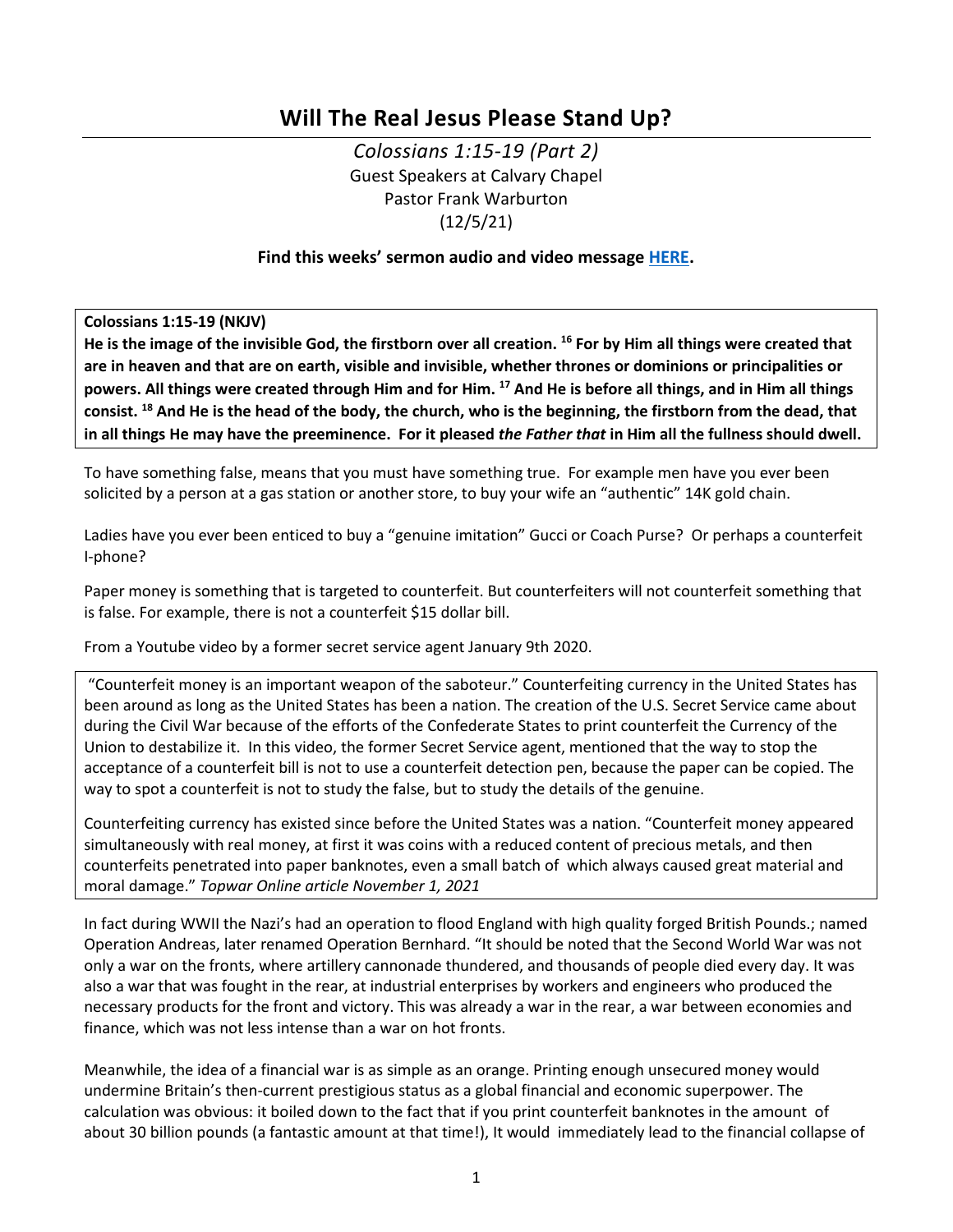# Will The Real Jesus Please Stand Up?

*Colossians 1:15-19 (Part 2)*
Guest Speakers at Calvary Chapel
Pastor Frank Warburton
(12/5/21)

**Find this weeks' sermon audio and video message HERE.**

**Colossians 1:15-19 (NKJV)**
**He is the image of the invisible God, the firstborn over all creation. [16] For by Him all things were created that are in heaven and that are on earth, visible and invisible, whether thrones or dominions or principalities or powers. All things were created through Him and for Him. [17] And He is before all things, and in Him all things consist. [18] And He is the head of the body, the church, who is the beginning, the firstborn from the dead, that in all things He may have the preeminence. For it pleased *the Father that* in Him all the fullness should dwell.**

To have something false, means that you must have something true. For example men have you ever been solicited by a person at a gas station or another store, to buy your wife an "authentic" 14K gold chain.

Ladies have you ever been enticed to buy a "genuine imitation" Gucci or Coach Purse? Or perhaps a counterfeit I-phone?

Paper money is something that is targeted to counterfeit. But counterfeiters will not counterfeit something that is false. For example, there is not a counterfeit $15 dollar bill.

From a Youtube video by a former secret service agent January 9th 2020.

"Counterfeit money is an important weapon of the saboteur." Counterfeiting currency in the United States has been around as long as the United States has been a nation. The creation of the U.S. Secret Service came about during the Civil War because of the efforts of the Confederate States to print counterfeit the Currency of the Union to destabilize it. In this video, the former Secret Service agent, mentioned that the way to stop the acceptance of a counterfeit bill is not to use a counterfeit detection pen, because the paper can be copied. The way to spot a counterfeit is not to study the false, but to study the details of the genuine.

Counterfeiting currency has existed since before the United States was a nation. "Counterfeit money appeared simultaneously with real money, at first it was coins with a reduced content of precious metals, and then counterfeits penetrated into paper banknotes, even a small batch of which always caused great material and moral damage." *Topwar Online article November 1, 2021*

In fact during WWII the Nazi's had an operation to flood England with high quality forged British Pounds.; named Operation Andreas, later renamed Operation Bernhard. "It should be noted that the Second World War was not only a war on the fronts, where artillery cannonade thundered, and thousands of people died every day. It was also a war that was fought in the rear, at industrial enterprises by workers and engineers who produced the necessary products for the front and victory. This was already a war in the rear, a war between economies and finance, which was not less intense than a war on hot fronts.

Meanwhile, the idea of a financial war is as simple as an orange. Printing enough unsecured money would undermine Britain's then-current prestigious status as a global financial and economic superpower. The calculation was obvious: it boiled down to the fact that if you print counterfeit banknotes in the amount of about 30 billion pounds (a fantastic amount at that time!), It would immediately lead to the financial collapse of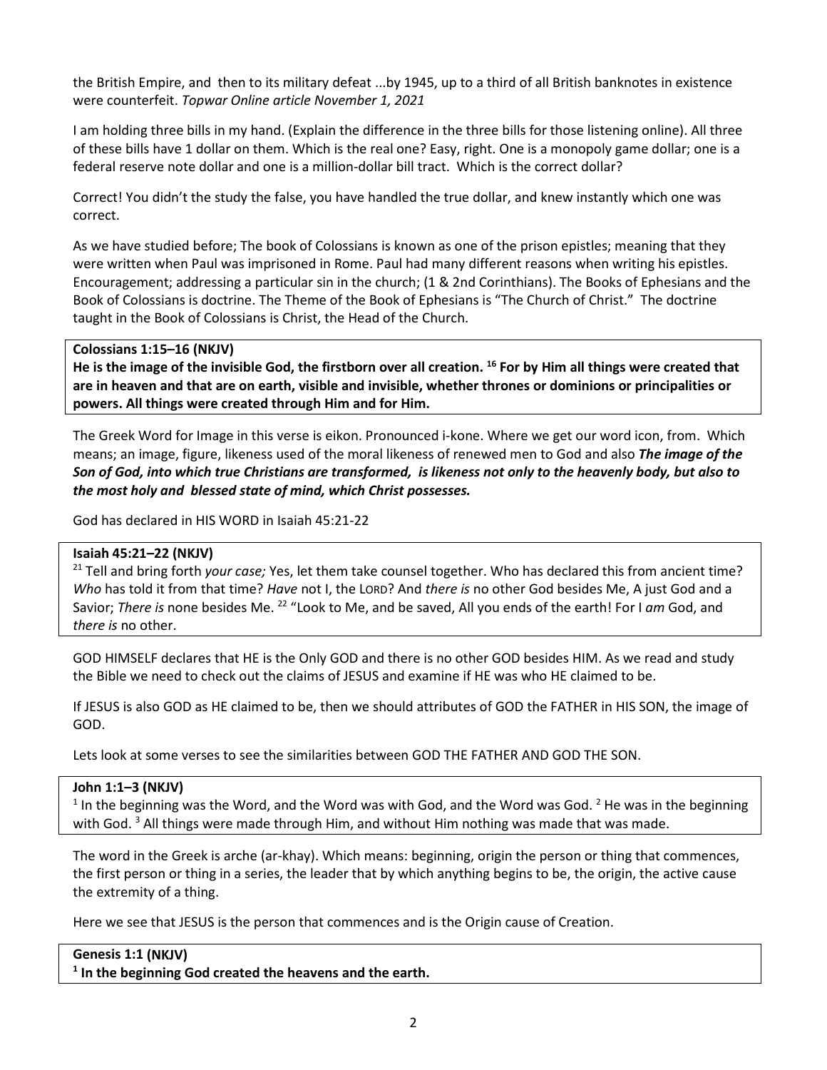the British Empire, and then to its military defeat ...by 1945, up to a third of all British banknotes in existence were counterfeit. *Topwar Online article November 1, 2021*

I am holding three bills in my hand. (Explain the difference in the three bills for those listening online). All three of these bills have 1 dollar on them. Which is the real one? Easy, right. One is a monopoly game dollar; one is a federal reserve note dollar and one is a million-dollar bill tract. Which is the correct dollar?

Correct! You didn't the study the false, you have handled the true dollar, and knew instantly which one was correct.

As we have studied before; The book of Colossians is known as one of the prison epistles; meaning that they were written when Paul was imprisoned in Rome. Paul had many different reasons when writing his epistles. Encouragement; addressing a particular sin in the church; (1 & 2nd Corinthians). The Books of Ephesians and the Book of Colossians is doctrine. The Theme of the Book of Ephesians is "The Church of Christ." The doctrine taught in the Book of Colossians is Christ, the Head of the Church.

**Colossians 1:15–16 (NKJV)**
**He is the image of the invisible God, the firstborn over all creation. [16] For by Him all things were created that are in heaven and that are on earth, visible and invisible, whether thrones or dominions or principalities or powers. All things were created through Him and for Him.**

The Greek Word for Image in this verse is eikon. Pronounced i-kone. Where we get our word icon, from. Which means; an image, figure, likeness used of the moral likeness of renewed men to God and also ***The image of the Son of God, into which true Christians are transformed, is likeness not only to the heavenly body, but also to the most holy and blessed state of mind, which Christ possesses.***

God has declared in HIS WORD in Isaiah 45:21-22

**Isaiah 45:21–22 (NKJV)**
[21] Tell and bring forth *your case;* Yes, let them take counsel together. Who has declared this from ancient time? *Who* has told it from that time? *Have* not I, the LORD? And *there is* no other God besides Me, A just God and a Savior; *There is* none besides Me. [22] "Look to Me, and be saved, All you ends of the earth! For I *am* God, and *there is* no other.

GOD HIMSELF declares that HE is the Only GOD and there is no other GOD besides HIM. As we read and study the Bible we need to check out the claims of JESUS and examine if HE was who HE claimed to be.

If JESUS is also GOD as HE claimed to be, then we should attributes of GOD the FATHER in HIS SON, the image of GOD.

Lets look at some verses to see the similarities between GOD THE FATHER AND GOD THE SON.

**John 1:1–3 (NKJV)**
[1] In the beginning was the Word, and the Word was with God, and the Word was God. [2] He was in the beginning with God. [3] All things were made through Him, and without Him nothing was made that was made.

The word in the Greek is arche (ar-khay). Which means: beginning, origin the person or thing that commences, the first person or thing in a series, the leader that by which anything begins to be, the origin, the active cause the extremity of a thing.

Here we see that JESUS is the person that commences and is the Origin cause of Creation.

**Genesis 1:1 (NKJV)**
**[1] In the beginning God created the heavens and the earth.**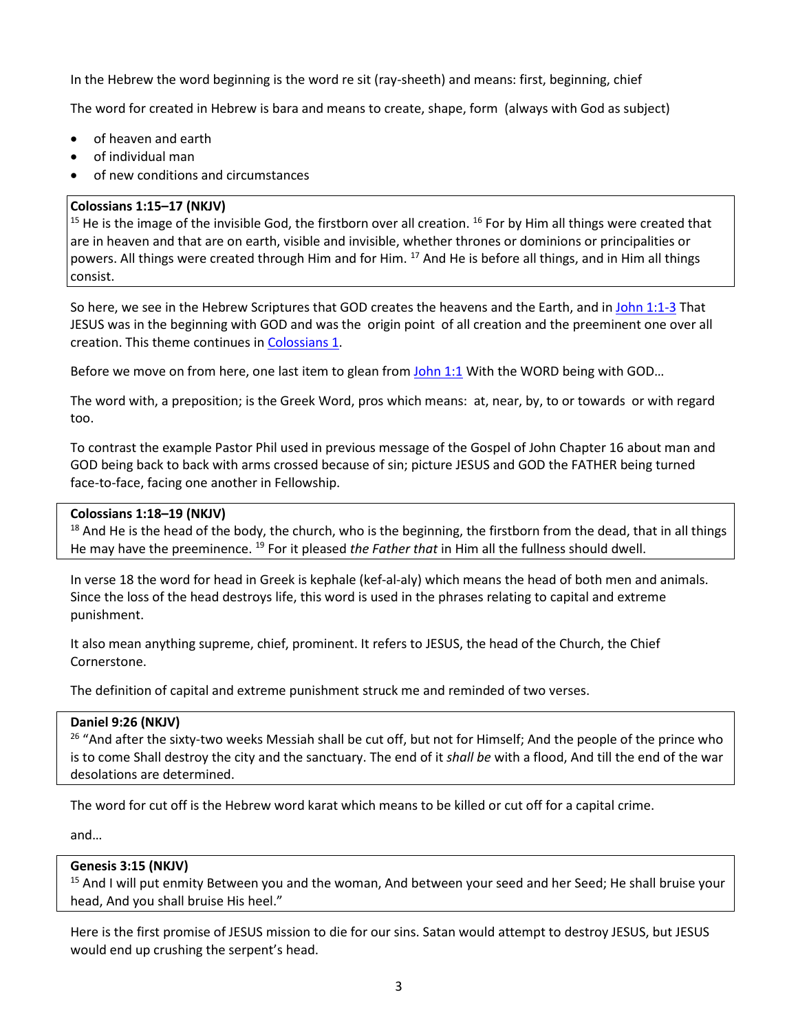In the Hebrew the word beginning is the word re sit (ray-sheeth) and means: first, beginning, chief

The word for created in Hebrew is bara and means to create, shape, form (always with God as subject)

- of heaven and earth
- of individual man
- of new conditions and circumstances

> **Colossians 1:15–17 (NKJV)**
> [15] He is the image of the invisible God, the firstborn over all creation. [16] For by Him all things were created that are in heaven and that are on earth, visible and invisible, whether thrones or dominions or principalities or powers. All things were created through Him and for Him. [17] And He is before all things, and in Him all things consist.

So here, we see in the Hebrew Scriptures that GOD creates the heavens and the Earth, and in John 1:1-3 That JESUS was in the beginning with GOD and was the origin point of all creation and the preeminent one over all creation. This theme continues in Colossians 1.

Before we move on from here, one last item to glean from John 1:1 With the WORD being with GOD…

The word with, a preposition; is the Greek Word, pros which means: at, near, by, to or towards or with regard too.

To contrast the example Pastor Phil used in previous message of the Gospel of John Chapter 16 about man and GOD being back to back with arms crossed because of sin; picture JESUS and GOD the FATHER being turned face-to-face, facing one another in Fellowship.

> **Colossians 1:18–19 (NKJV)**
> [18] And He is the head of the body, the church, who is the beginning, the firstborn from the dead, that in all things He may have the preeminence. [19] For it pleased *the Father that* in Him all the fullness should dwell.

In verse 18 the word for head in Greek is kephale (kef-al-aly) which means the head of both men and animals. Since the loss of the head destroys life, this word is used in the phrases relating to capital and extreme punishment.

It also mean anything supreme, chief, prominent. It refers to JESUS, the head of the Church, the Chief Cornerstone.

The definition of capital and extreme punishment struck me and reminded of two verses.

> **Daniel 9:26 (NKJV)**
> [26] "And after the sixty-two weeks Messiah shall be cut off, but not for Himself; And the people of the prince who is to come Shall destroy the city and the sanctuary. The end of it *shall be* with a flood, And till the end of the war desolations are determined.

The word for cut off is the Hebrew word karat which means to be killed or cut off for a capital crime.

and…

> **Genesis 3:15 (NKJV)**
> [15] And I will put enmity Between you and the woman, And between your seed and her Seed; He shall bruise your head, And you shall bruise His heel."

Here is the first promise of JESUS mission to die for our sins. Satan would attempt to destroy JESUS, but JESUS would end up crushing the serpent's head.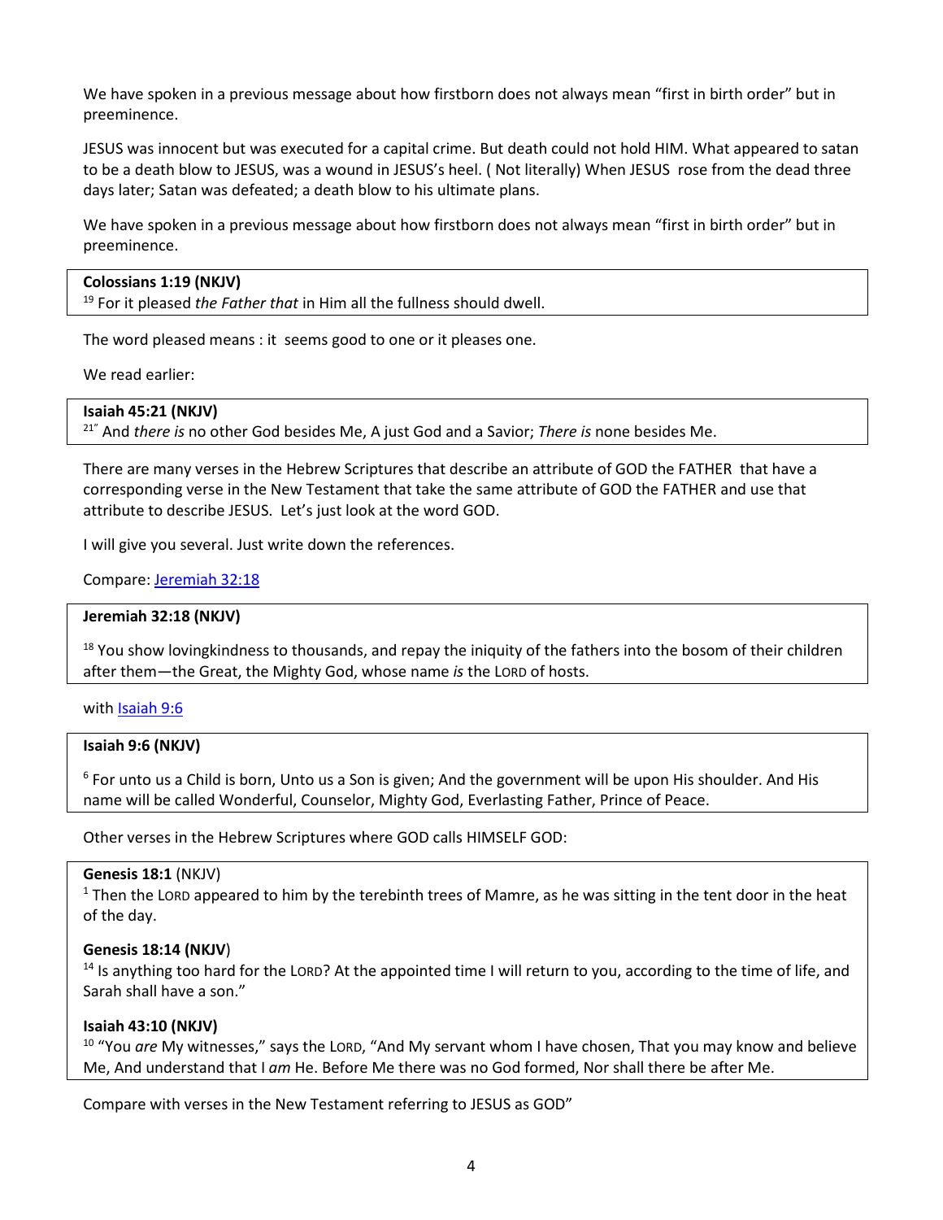We have spoken in a previous message about how firstborn does not always mean "first in birth order" but in preeminence.

JESUS was innocent but was executed for a capital crime. But death could not hold HIM. What appeared to satan to be a death blow to JESUS, was a wound in JESUS's heel. ( Not literally) When JESUS rose from the dead three days later; Satan was defeated; a death blow to his ultimate plans.

We have spoken in a previous message about how firstborn does not always mean "first in birth order" but in preeminence.

**Colossians 1:19 (NKJV)**
19 For it pleased *the Father that* in Him all the fullness should dwell.

The word pleased means : it seems good to one or it pleases one.

We read earlier:

**Isaiah 45:21 (NKJV)**
21" And *there is* no other God besides Me, A just God and a Savior; *There is* none besides Me.

There are many verses in the Hebrew Scriptures that describe an attribute of GOD the FATHER that have a corresponding verse in the New Testament that take the same attribute of GOD the FATHER and use that attribute to describe JESUS. Let's just look at the word GOD.

I will give you several. Just write down the references.

Compare: Jeremiah 32:18

**Jeremiah 32:18 (NKJV)**

18 You show lovingkindness to thousands, and repay the iniquity of the fathers into the bosom of their children after them—the Great, the Mighty God, whose name *is* the LORD of hosts.

with Isaiah 9:6

**Isaiah 9:6 (NKJV)**

6 For unto us a Child is born, Unto us a Son is given; And the government will be upon His shoulder. And His name will be called Wonderful, Counselor, Mighty God, Everlasting Father, Prince of Peace.

Other verses in the Hebrew Scriptures where GOD calls HIMSELF GOD:

**Genesis 18:1** (NKJV)
1 Then the LORD appeared to him by the terebinth trees of Mamre, as he was sitting in the tent door in the heat of the day.

**Genesis 18:14 (NKJV)**
14 Is anything too hard for the LORD? At the appointed time I will return to you, according to the time of life, and Sarah shall have a son."

**Isaiah 43:10 (NKJV)**
10 "You *are* My witnesses," says the LORD, "And My servant whom I have chosen, That you may know and believe Me, And understand that I *am* He. Before Me there was no God formed, Nor shall there be after Me.

Compare with verses in the New Testament referring to JESUS as GOD"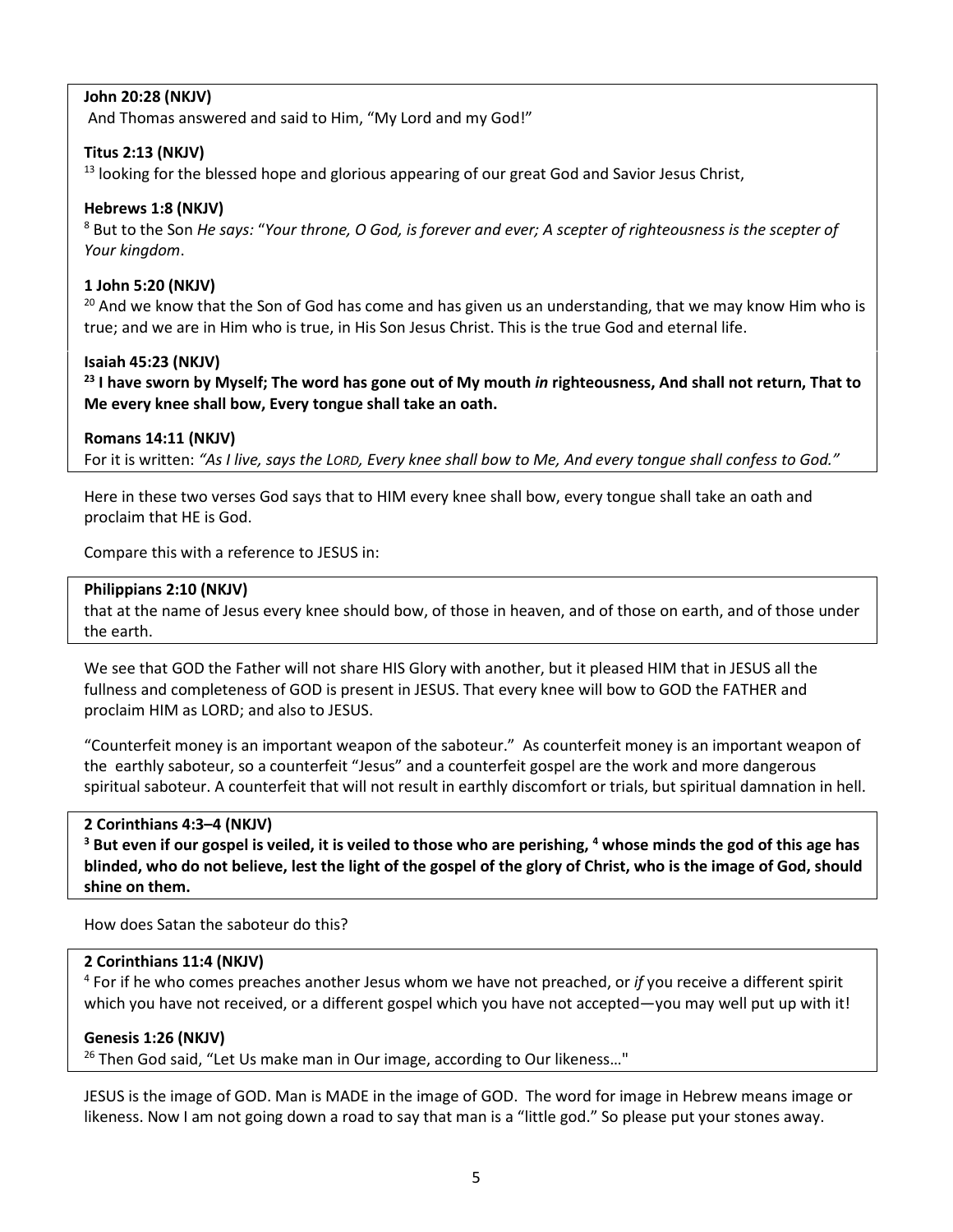**John 20:28 (NKJV)**
And Thomas answered and said to Him, "My Lord and my God!"

**Titus 2:13 (NKJV)**
[13] looking for the blessed hope and glorious appearing of our great God and Savior Jesus Christ,

**Hebrews 1:8 (NKJV)**
[8] But to the Son *He says:* "*Your throne, O God, is forever and ever; A scepter of righteousness is the scepter of Your kingdom*.

**1 John 5:20 (NKJV)**
[20] And we know that the Son of God has come and has given us an understanding, that we may know Him who is true; and we are in Him who is true, in His Son Jesus Christ. This is the true God and eternal life.

**Isaiah 45:23 (NKJV)**
**[23] I have sworn by Myself; The word has gone out of My mouth *in* righteousness, And shall not return, That to Me every knee shall bow, Every tongue shall take an oath.**

**Romans 14:11 (NKJV)**
For it is written: *"As I live, says the LORD, Every knee shall bow to Me, And every tongue shall confess to God."*

Here in these two verses God says that to HIM every knee shall bow, every tongue shall take an oath and proclaim that HE is God.

Compare this with a reference to JESUS in:

**Philippians 2:10 (NKJV)**
that at the name of Jesus every knee should bow, of those in heaven, and of those on earth, and of those under the earth.

We see that GOD the Father will not share HIS Glory with another, but it pleased HIM that in JESUS all the fullness and completeness of GOD is present in JESUS. That every knee will bow to GOD the FATHER and proclaim HIM as LORD; and also to JESUS.

"Counterfeit money is an important weapon of the saboteur." As counterfeit money is an important weapon of the earthly saboteur, so a counterfeit "Jesus" and a counterfeit gospel are the work and more dangerous spiritual saboteur. A counterfeit that will not result in earthly discomfort or trials, but spiritual damnation in hell.

**2 Corinthians 4:3–4 (NKJV)**
**[3] But even if our gospel is veiled, it is veiled to those who are perishing, [4] whose minds the god of this age has blinded, who do not believe, lest the light of the gospel of the glory of Christ, who is the image of God, should shine on them.**

How does Satan the saboteur do this?

**2 Corinthians 11:4 (NKJV)**
[4] For if he who comes preaches another Jesus whom we have not preached, or *if* you receive a different spirit which you have not received, or a different gospel which you have not accepted—you may well put up with it!

**Genesis 1:26 (NKJV)**
[26] Then God said, "Let Us make man in Our image, according to Our likeness…"

JESUS is the image of GOD. Man is MADE in the image of GOD. The word for image in Hebrew means image or likeness. Now I am not going down a road to say that man is a "little god." So please put your stones away.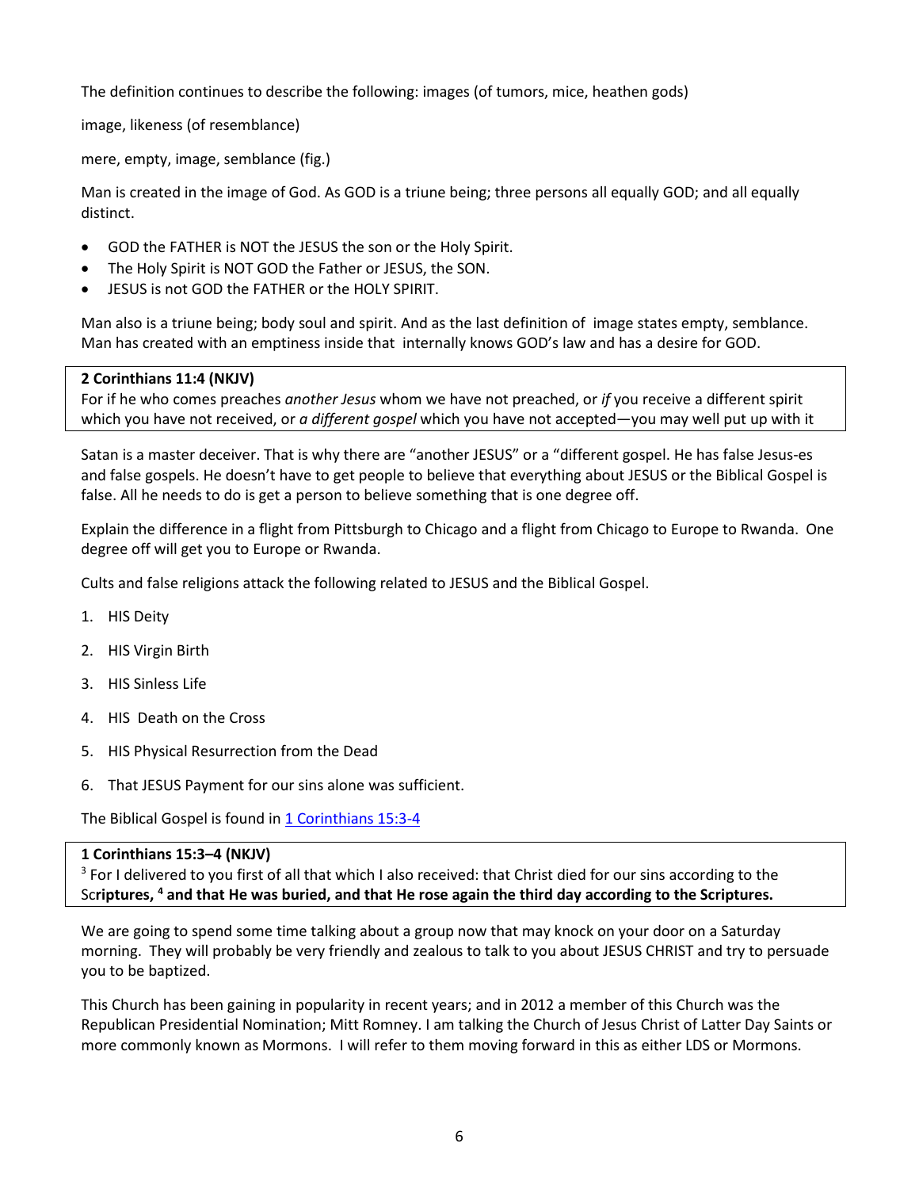The definition continues to describe the following: images (of tumors, mice, heathen gods)

image, likeness (of resemblance)

mere, empty, image, semblance (fig.)

Man is created in the image of God. As GOD is a triune being; three persons all equally GOD; and all equally distinct.

- GOD the FATHER is NOT the JESUS the son or the Holy Spirit.
- The Holy Spirit is NOT GOD the Father or JESUS, the SON.
- JESUS is not GOD the FATHER or the HOLY SPIRIT.

Man also is a triune being; body soul and spirit. And as the last definition of image states empty, semblance. Man has created with an emptiness inside that internally knows GOD's law and has a desire for GOD.

> **2 Corinthians 11:4 (NKJV)**
> For if he who comes preaches *another Jesus* whom we have not preached, or *if* you receive a different spirit which you have not received, or *a different gospel* which you have not accepted—you may well put up with it

Satan is a master deceiver. That is why there are "another JESUS" or a "different gospel. He has false Jesus-es and false gospels. He doesn't have to get people to believe that everything about JESUS or the Biblical Gospel is false. All he needs to do is get a person to believe something that is one degree off.

Explain the difference in a flight from Pittsburgh to Chicago and a flight from Chicago to Europe to Rwanda. One degree off will get you to Europe or Rwanda.

Cults and false religions attack the following related to JESUS and the Biblical Gospel.

1. HIS Deity
2. HIS Virgin Birth
3. HIS Sinless Life
4. HIS Death on the Cross
5. HIS Physical Resurrection from the Dead
6. That JESUS Payment for our sins alone was sufficient.

The Biblical Gospel is found in [1 Corinthians 15:3-4]

> **1 Corinthians 15:3–4 (NKJV)**
> [3] For I delivered to you first of all that which I also received: that Christ died for our sins according to the Sc**riptures, [4] and that He was buried, and that He rose again the third day according to the Scriptures.**

We are going to spend some time talking about a group now that may knock on your door on a Saturday morning. They will probably be very friendly and zealous to talk to you about JESUS CHRIST and try to persuade you to be baptized.

This Church has been gaining in popularity in recent years; and in 2012 a member of this Church was the Republican Presidential Nomination; Mitt Romney. I am talking the Church of Jesus Christ of Latter Day Saints or more commonly known as Mormons. I will refer to them moving forward in this as either LDS or Mormons.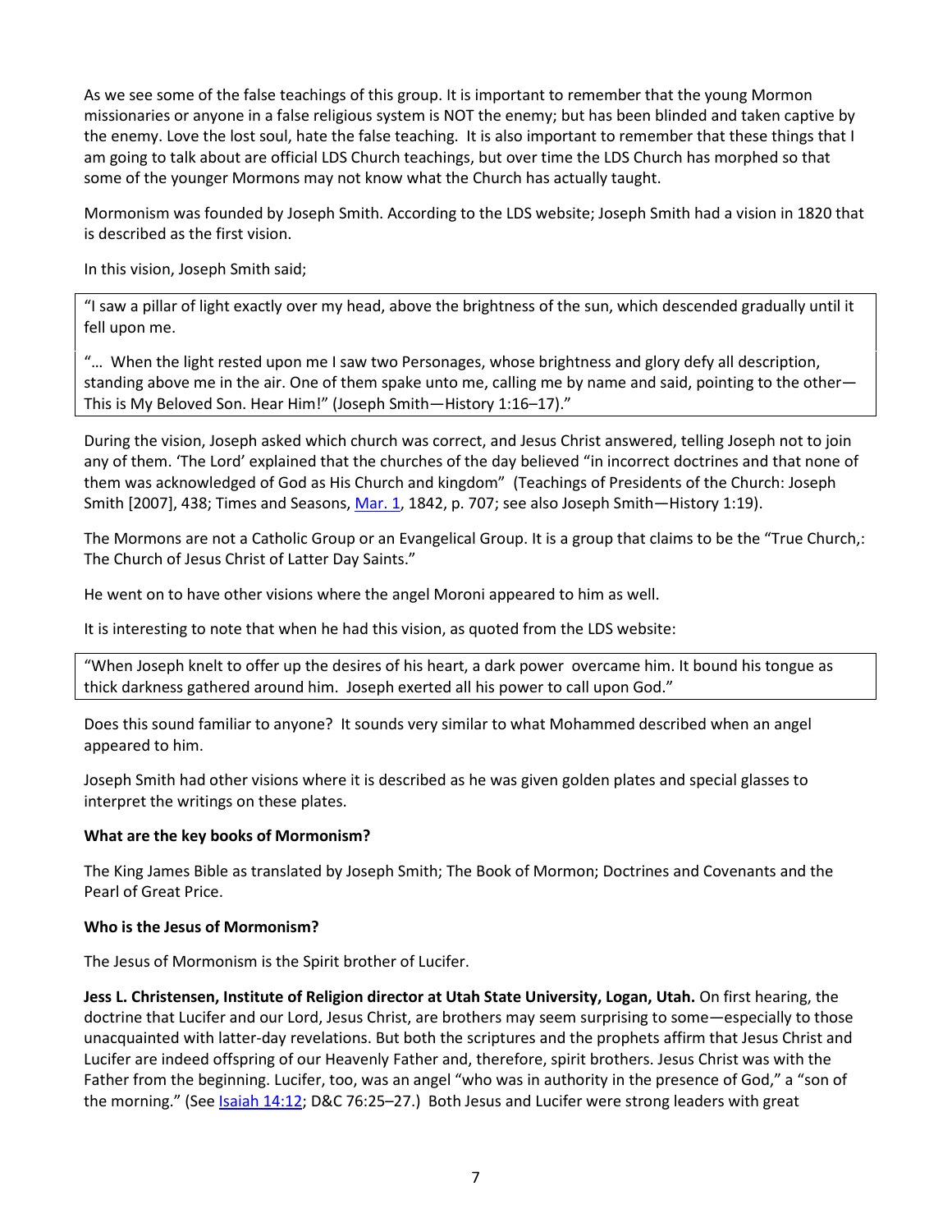As we see some of the false teachings of this group. It is important to remember that the young Mormon missionaries or anyone in a false religious system is NOT the enemy; but has been blinded and taken captive by the enemy. Love the lost soul, hate the false teaching. It is also important to remember that these things that I am going to talk about are official LDS Church teachings, but over time the LDS Church has morphed so that some of the younger Mormons may not know what the Church has actually taught.

Mormonism was founded by Joseph Smith. According to the LDS website; Joseph Smith had a vision in 1820 that is described as the first vision.

In this vision, Joseph Smith said;

> "I saw a pillar of light exactly over my head, above the brightness of the sun, which descended gradually until it fell upon me.
>
> "… When the light rested upon me I saw two Personages, whose brightness and glory defy all description, standing above me in the air. One of them spake unto me, calling me by name and said, pointing to the other—This is My Beloved Son. Hear Him!" (Joseph Smith—History 1:16–17)."

During the vision, Joseph asked which church was correct, and Jesus Christ answered, telling Joseph not to join any of them. 'The Lord' explained that the churches of the day believed "in incorrect doctrines and that none of them was acknowledged of God as His Church and kingdom" (Teachings of Presidents of the Church: Joseph Smith [2007], 438; Times and Seasons, Mar. 1, 1842, p. 707; see also Joseph Smith—History 1:19).

The Mormons are not a Catholic Group or an Evangelical Group. It is a group that claims to be the "True Church,: The Church of Jesus Christ of Latter Day Saints."

He went on to have other visions where the angel Moroni appeared to him as well.

It is interesting to note that when he had this vision, as quoted from the LDS website:

> "When Joseph knelt to offer up the desires of his heart, a dark power overcame him. It bound his tongue as thick darkness gathered around him. Joseph exerted all his power to call upon God."

Does this sound familiar to anyone? It sounds very similar to what Mohammed described when an angel appeared to him.

Joseph Smith had other visions where it is described as he was given golden plates and special glasses to interpret the writings on these plates.

**What are the key books of Mormonism?**

The King James Bible as translated by Joseph Smith; The Book of Mormon; Doctrines and Covenants and the Pearl of Great Price.

**Who is the Jesus of Mormonism?**

The Jesus of Mormonism is the Spirit brother of Lucifer.

**Jess L. Christensen, Institute of Religion director at Utah State University, Logan, Utah.** On first hearing, the doctrine that Lucifer and our Lord, Jesus Christ, are brothers may seem surprising to some—especially to those unacquainted with latter-day revelations. But both the scriptures and the prophets affirm that Jesus Christ and Lucifer are indeed offspring of our Heavenly Father and, therefore, spirit brothers. Jesus Christ was with the Father from the beginning. Lucifer, too, was an angel "who was in authority in the presence of God," a "son of the morning." (See Isaiah 14:12; D&C 76:25–27.) Both Jesus and Lucifer were strong leaders with great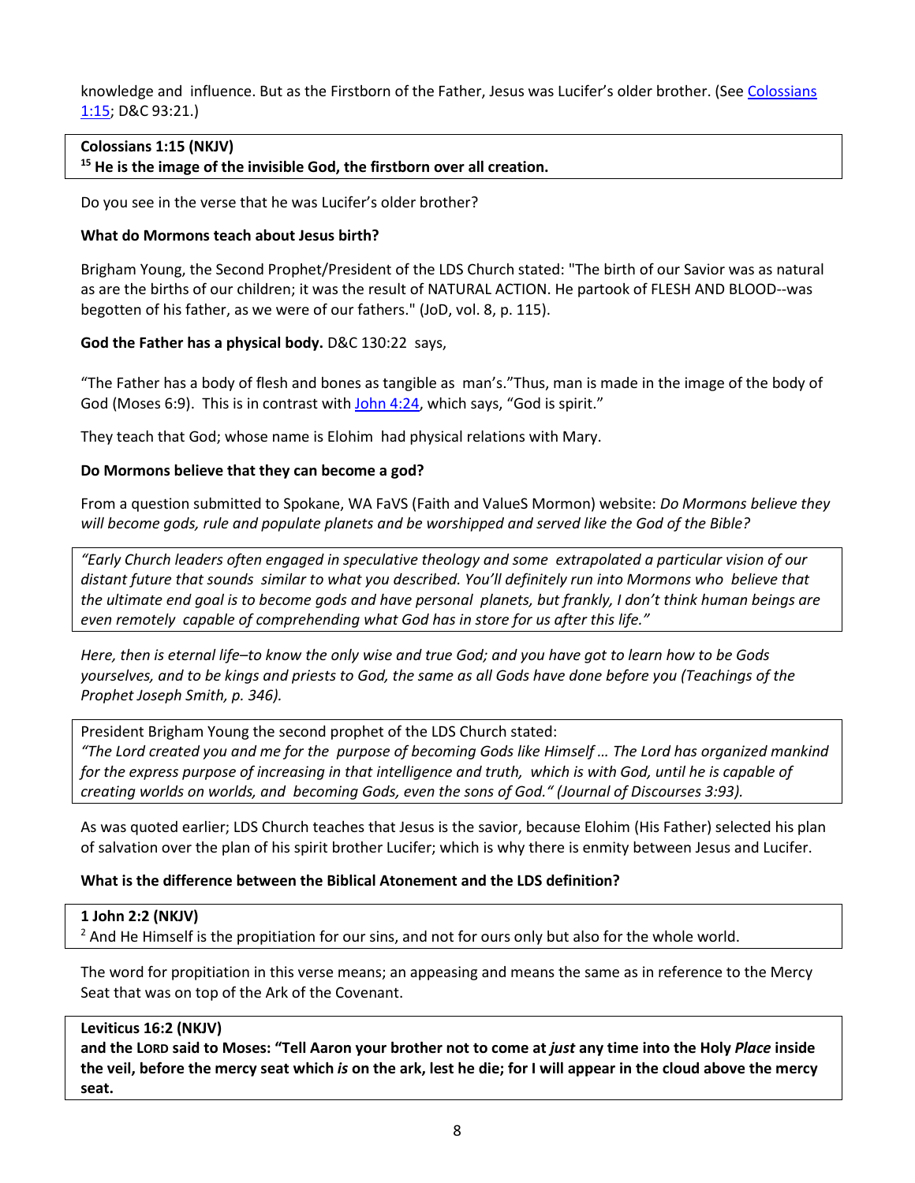knowledge and influence. But as the Firstborn of the Father, Jesus was Lucifer's older brother. (See Colossians 1:15; D&C 93:21.)

**Colossians 1:15 (NKJV)**
**[15] He is the image of the invisible God, the firstborn over all creation.**

Do you see in the verse that he was Lucifer's older brother?

**What do Mormons teach about Jesus birth?**

Brigham Young, the Second Prophet/President of the LDS Church stated: "The birth of our Savior was as natural as are the births of our children; it was the result of NATURAL ACTION. He partook of FLESH AND BLOOD--was begotten of his father, as we were of our fathers." (JoD, vol. 8, p. 115).

**God the Father has a physical body.** D&C 130:22 says,

"The Father has a body of flesh and bones as tangible as man's."Thus, man is made in the image of the body of God (Moses 6:9). This is in contrast with John 4:24, which says, "God is spirit."

They teach that God; whose name is Elohim had physical relations with Mary.

**Do Mormons believe that they can become a god?**

From a question submitted to Spokane, WA FaVS (Faith and ValueS Mormon) website: *Do Mormons believe they will become gods, rule and populate planets and be worshipped and served like the God of the Bible?*

*"Early Church leaders often engaged in speculative theology and some extrapolated a particular vision of our distant future that sounds similar to what you described. You'll definitely run into Mormons who believe that the ultimate end goal is to become gods and have personal planets, but frankly, I don't think human beings are even remotely capable of comprehending what God has in store for us after this life."*

*Here, then is eternal life–to know the only wise and true God; and you have got to learn how to be Gods yourselves, and to be kings and priests to God, the same as all Gods have done before you (Teachings of the Prophet Joseph Smith, p. 346).*

President Brigham Young the second prophet of the LDS Church stated:
*"The Lord created you and me for the purpose of becoming Gods like Himself … The Lord has organized mankind for the express purpose of increasing in that intelligence and truth, which is with God, until he is capable of creating worlds on worlds, and becoming Gods, even the sons of God." (Journal of Discourses 3:93).*

As was quoted earlier; LDS Church teaches that Jesus is the savior, because Elohim (His Father) selected his plan of salvation over the plan of his spirit brother Lucifer; which is why there is enmity between Jesus and Lucifer.

**What is the difference between the Biblical Atonement and the LDS definition?**

**1 John 2:2 (NKJV)**
[2] And He Himself is the propitiation for our sins, and not for ours only but also for the whole world.

The word for propitiation in this verse means; an appeasing and means the same as in reference to the Mercy Seat that was on top of the Ark of the Covenant.

**Leviticus 16:2 (NKJV)**
**and the LORD said to Moses: "Tell Aaron your brother not to come at *just* any time into the Holy *Place* inside the veil, before the mercy seat which *is* on the ark, lest he die; for I will appear in the cloud above the mercy seat.**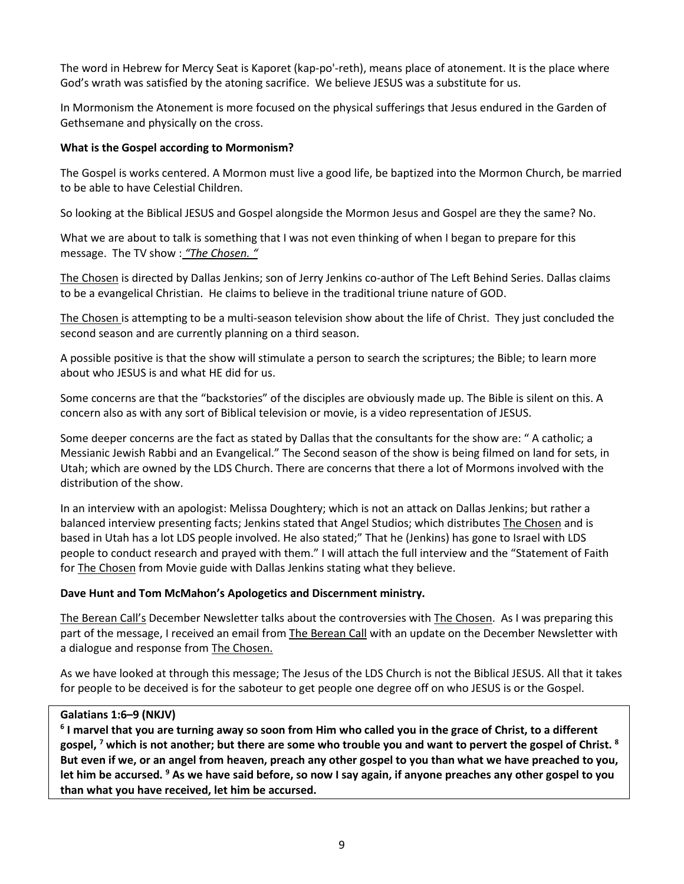The word in Hebrew for Mercy Seat is Kaporet (kap-po'-reth), means place of atonement. It is the place where God's wrath was satisfied by the atoning sacrifice. We believe JESUS was a substitute for us.

In Mormonism the Atonement is more focused on the physical sufferings that Jesus endured in the Garden of Gethsemane and physically on the cross.

**What is the Gospel according to Mormonism?**

The Gospel is works centered. A Mormon must live a good life, be baptized into the Mormon Church, be married to be able to have Celestial Children.

So looking at the Biblical JESUS and Gospel alongside the Mormon Jesus and Gospel are they the same? No.

What we are about to talk is something that I was not even thinking of when I began to prepare for this message. The TV show : *"The Chosen. "*

The Chosen is directed by Dallas Jenkins; son of Jerry Jenkins co-author of The Left Behind Series. Dallas claims to be a evangelical Christian. He claims to believe in the traditional triune nature of GOD.

The Chosen is attempting to be a multi-season television show about the life of Christ. They just concluded the second season and are currently planning on a third season.

A possible positive is that the show will stimulate a person to search the scriptures; the Bible; to learn more about who JESUS is and what HE did for us.

Some concerns are that the "backstories" of the disciples are obviously made up. The Bible is silent on this. A concern also as with any sort of Biblical television or movie, is a video representation of JESUS.

Some deeper concerns are the fact as stated by Dallas that the consultants for the show are: " A catholic; a Messianic Jewish Rabbi and an Evangelical." The Second season of the show is being filmed on land for sets, in Utah; which are owned by the LDS Church. There are concerns that there a lot of Mormons involved with the distribution of the show.

In an interview with an apologist: Melissa Doughtery; which is not an attack on Dallas Jenkins; but rather a balanced interview presenting facts; Jenkins stated that Angel Studios; which distributes The Chosen and is based in Utah has a lot LDS people involved. He also stated;" That he (Jenkins) has gone to Israel with LDS people to conduct research and prayed with them." I will attach the full interview and the "Statement of Faith for The Chosen from Movie guide with Dallas Jenkins stating what they believe.

**Dave Hunt and Tom McMahon's Apologetics and Discernment ministry.**

The Berean Call's December Newsletter talks about the controversies with The Chosen. As I was preparing this part of the message, I received an email from The Berean Call with an update on the December Newsletter with a dialogue and response from The Chosen.

As we have looked at through this message; The Jesus of the LDS Church is not the Biblical JESUS. All that it takes for people to be deceived is for the saboteur to get people one degree off on who JESUS is or the Gospel.

**Galatians 1:6–9 (NKJV)**

**[6] I marvel that you are turning away so soon from Him who called you in the grace of Christ, to a different gospel, [7] which is not another; but there are some who trouble you and want to pervert the gospel of Christ. [8] But even if we, or an angel from heaven, preach any other gospel to you than what we have preached to you, let him be accursed. [9] As we have said before, so now I say again, if anyone preaches any other gospel to you than what you have received, let him be accursed.**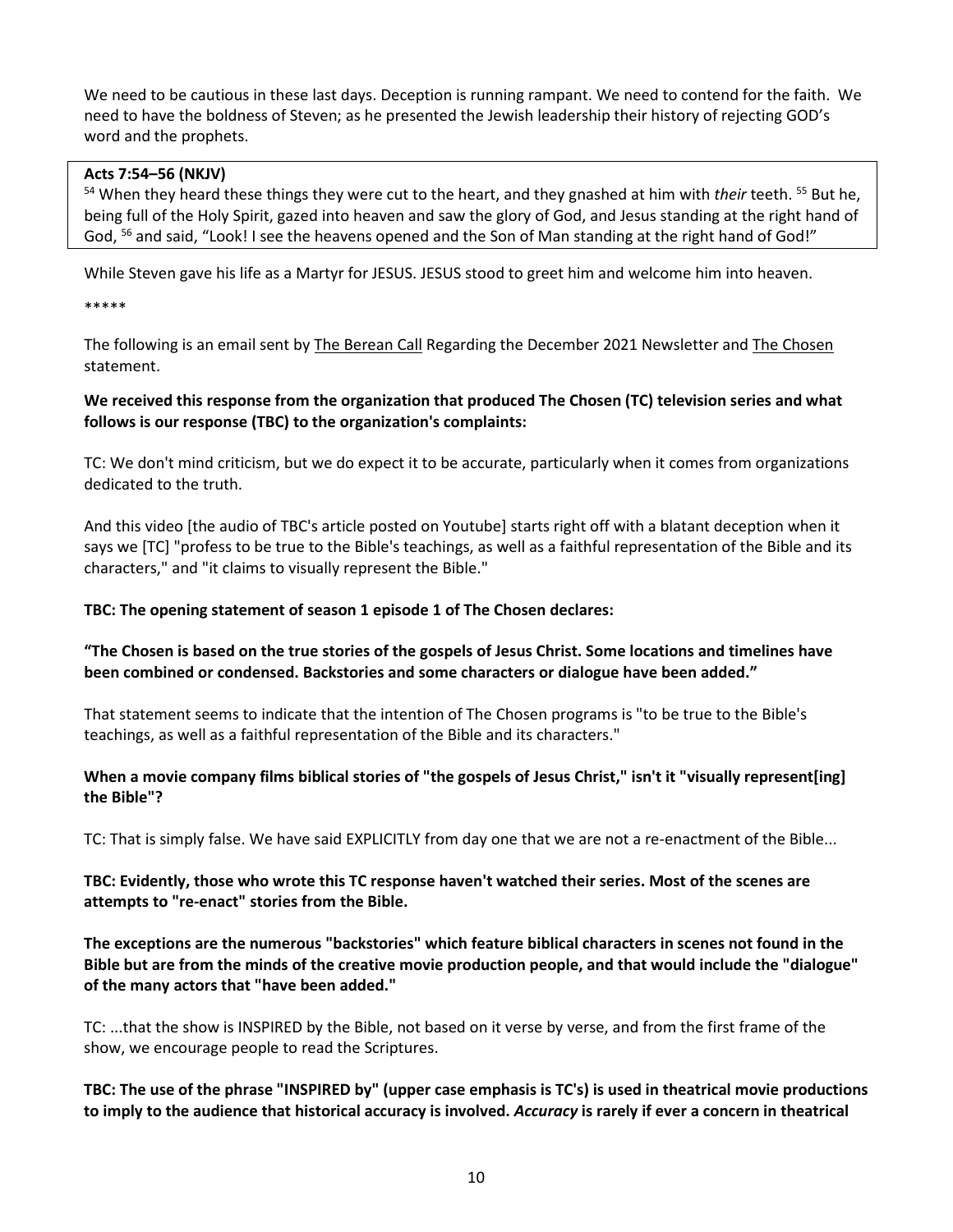We need to be cautious in these last days. Deception is running rampant. We need to contend for the faith. We need to have the boldness of Steven; as he presented the Jewish leadership their history of rejecting GOD's word and the prophets.

> **Acts 7:54–56 (NKJV)**
> [54] When they heard these things they were cut to the heart, and they gnashed at him with *their* teeth. [55] But he, being full of the Holy Spirit, gazed into heaven and saw the glory of God, and Jesus standing at the right hand of God, [56] and said, "Look! I see the heavens opened and the Son of Man standing at the right hand of God!"

While Steven gave his life as a Martyr for JESUS. JESUS stood to greet him and welcome him into heaven.

*****

The following is an email sent by The Berean Call Regarding the December 2021 Newsletter and The Chosen statement.

**We received this response from the organization that produced The Chosen (TC) television series and what follows is our response (TBC) to the organization's complaints:**

TC: We don't mind criticism, but we do expect it to be accurate, particularly when it comes from organizations dedicated to the truth.

And this video [the audio of TBC's article posted on Youtube] starts right off with a blatant deception when it says we [TC] "profess to be true to the Bible's teachings, as well as a faithful representation of the Bible and its characters," and "it claims to visually represent the Bible."

**TBC: The opening statement of season 1 episode 1 of The Chosen declares:**

**"The Chosen is based on the true stories of the gospels of Jesus Christ. Some locations and timelines have been combined or condensed. Backstories and some characters or dialogue have been added."**

That statement seems to indicate that the intention of The Chosen programs is "to be true to the Bible's teachings, as well as a faithful representation of the Bible and its characters."

**When a movie company films biblical stories of "the gospels of Jesus Christ," isn't it "visually represent[ing] the Bible"?**

TC: That is simply false. We have said EXPLICITLY from day one that we are not a re-enactment of the Bible...

**TBC: Evidently, those who wrote this TC response haven't watched their series. Most of the scenes are attempts to "re-enact" stories from the Bible.**

**The exceptions are the numerous "backstories" which feature biblical characters in scenes not found in the Bible but are from the minds of the creative movie production people, and that would include the "dialogue" of the many actors that "have been added."**

TC: ...that the show is INSPIRED by the Bible, not based on it verse by verse, and from the first frame of the show, we encourage people to read the Scriptures.

**TBC: The use of the phrase "INSPIRED by" (upper case emphasis is TC's) is used in theatrical movie productions to imply to the audience that historical accuracy is involved. *Accuracy* is rarely if ever a concern in theatrical**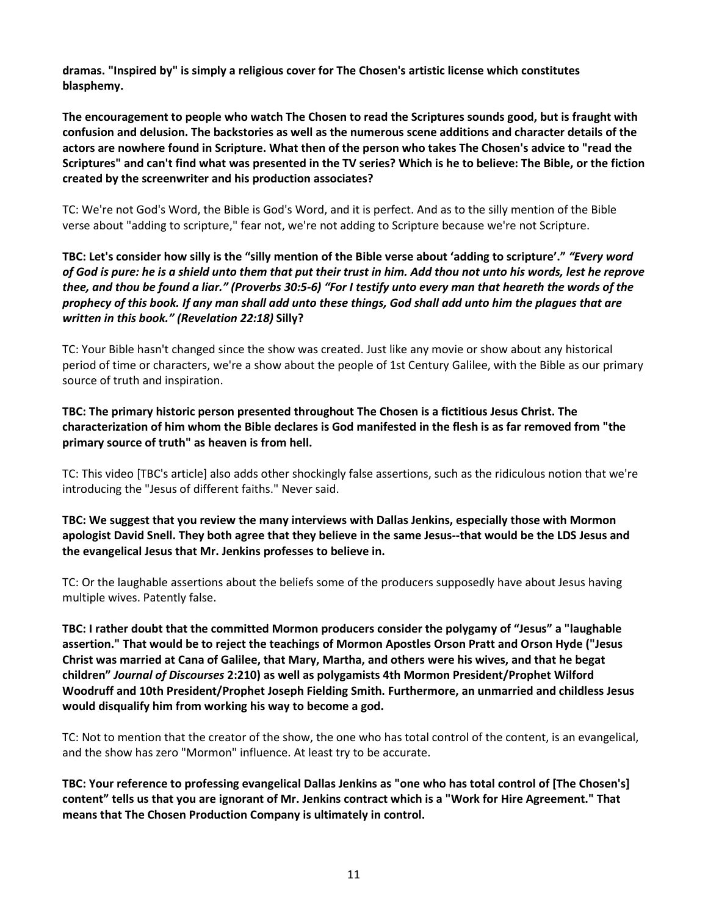**dramas. "Inspired by" is simply a religious cover for The Chosen's artistic license which constitutes blasphemy.**

**The encouragement to people who watch The Chosen to read the Scriptures sounds good, but is fraught with confusion and delusion. The backstories as well as the numerous scene additions and character details of the actors are nowhere found in Scripture. What then of the person who takes The Chosen's advice to "read the Scriptures" and can't find what was presented in the TV series? Which is he to believe: The Bible, or the fiction created by the screenwriter and his production associates?**

TC: We're not God's Word, the Bible is God's Word, and it is perfect. And as to the silly mention of the Bible verse about "adding to scripture," fear not, we're not adding to Scripture because we're not Scripture.

**TBC: Let's consider how silly is the "silly mention of the Bible verse about 'adding to scripture'."** ***"Every word of God is pure: he is a shield unto them that put their trust in him. Add thou not unto his words, lest he reprove thee, and thou be found a liar." (Proverbs 30:5-6) "For I testify unto every man that heareth the words of the prophecy of this book. If any man shall add unto these things, God shall add unto him the plagues that are written in this book." (Revelation 22:18)*** **Silly?**

TC: Your Bible hasn't changed since the show was created. Just like any movie or show about any historical period of time or characters, we're a show about the people of 1st Century Galilee, with the Bible as our primary source of truth and inspiration.

**TBC: The primary historic person presented throughout The Chosen is a fictitious Jesus Christ. The characterization of him whom the Bible declares is God manifested in the flesh is as far removed from "the primary source of truth" as heaven is from hell.**

TC: This video [TBC's article] also adds other shockingly false assertions, such as the ridiculous notion that we're introducing the "Jesus of different faiths." Never said.

**TBC: We suggest that you review the many interviews with Dallas Jenkins, especially those with Mormon apologist David Snell. They both agree that they believe in the same Jesus--that would be the LDS Jesus and the evangelical Jesus that Mr. Jenkins professes to believe in.**

TC: Or the laughable assertions about the beliefs some of the producers supposedly have about Jesus having multiple wives. Patently false.

**TBC: I rather doubt that the committed Mormon producers consider the polygamy of "Jesus" a "laughable assertion." That would be to reject the teachings of Mormon Apostles Orson Pratt and Orson Hyde ("Jesus Christ was married at Cana of Galilee, that Mary, Martha, and others were his wives, and that he begat children"** ***Journal of Discourses*** **2:210) as well as polygamists 4th Mormon President/Prophet Wilford Woodruff and 10th President/Prophet Joseph Fielding Smith. Furthermore, an unmarried and childless Jesus would disqualify him from working his way to become a god.**

TC: Not to mention that the creator of the show, the one who has total control of the content, is an evangelical, and the show has zero "Mormon" influence. At least try to be accurate.

**TBC: Your reference to professing evangelical Dallas Jenkins as "one who has total control of [The Chosen's] content" tells us that you are ignorant of Mr. Jenkins contract which is a "Work for Hire Agreement." That means that The Chosen Production Company is ultimately in control.**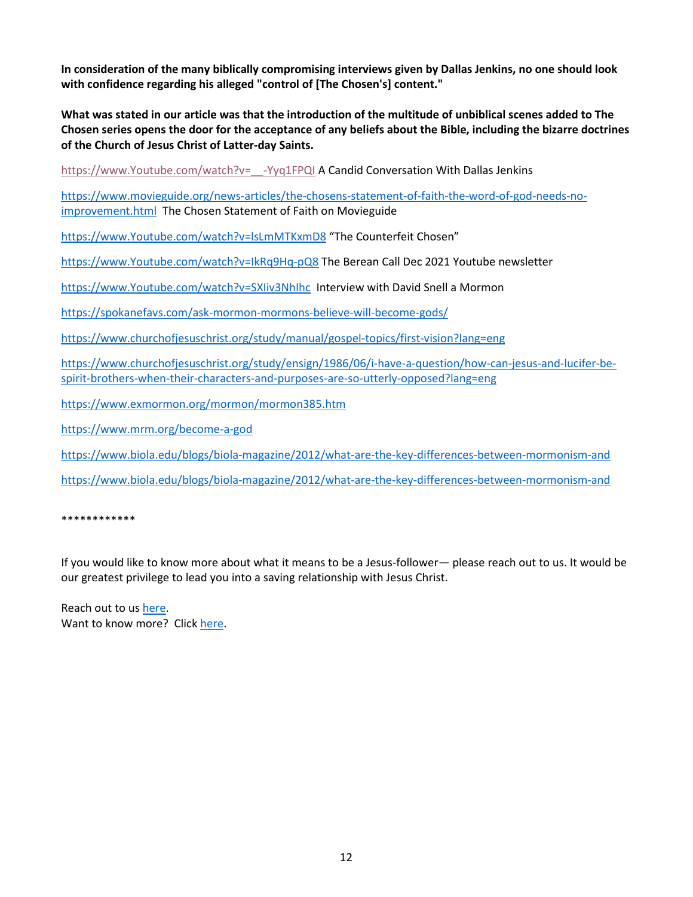**In consideration of the many biblically compromising interviews given by Dallas Jenkins, no one should look with confidence regarding his alleged "control of [The Chosen's] content."**

**What was stated in our article was that the introduction of the multitude of unbiblical scenes added to The Chosen series opens the door for the acceptance of any beliefs about the Bible, including the bizarre doctrines of the Church of Jesus Christ of Latter-day Saints.**

https://www.Youtube.com/watch?v=__-Yyq1FPQI A Candid Conversation With Dallas Jenkins

https://www.movieguide.org/news-articles/the-chosens-statement-of-faith-the-word-of-god-needs-no-improvement.html The Chosen Statement of Faith on Movieguide

https://www.Youtube.com/watch?v=lsLmMTKxmD8 "The Counterfeit Chosen"

https://www.Youtube.com/watch?v=IkRq9Hq-pQ8 The Berean Call Dec 2021 Youtube newsletter

https://www.Youtube.com/watch?v=SXIiv3NhIhc Interview with David Snell a Mormon

https://spokanefavs.com/ask-mormon-mormons-believe-will-become-gods/

https://www.churchofjesuschrist.org/study/manual/gospel-topics/first-vision?lang=eng

https://www.churchofjesuschrist.org/study/ensign/1986/06/i-have-a-question/how-can-jesus-and-lucifer-be-spirit-brothers-when-their-characters-and-purposes-are-so-utterly-opposed?lang=eng

https://www.exmormon.org/mormon/mormon385.htm

https://www.mrm.org/become-a-god

https://www.biola.edu/blogs/biola-magazine/2012/what-are-the-key-differences-between-mormonism-and

https://www.biola.edu/blogs/biola-magazine/2012/what-are-the-key-differences-between-mormonism-and

************

If you would like to know more about what it means to be a Jesus-follower— please reach out to us. It would be our greatest privilege to lead you into a saving relationship with Jesus Christ.

Reach out to us here.
Want to know more? Click here.